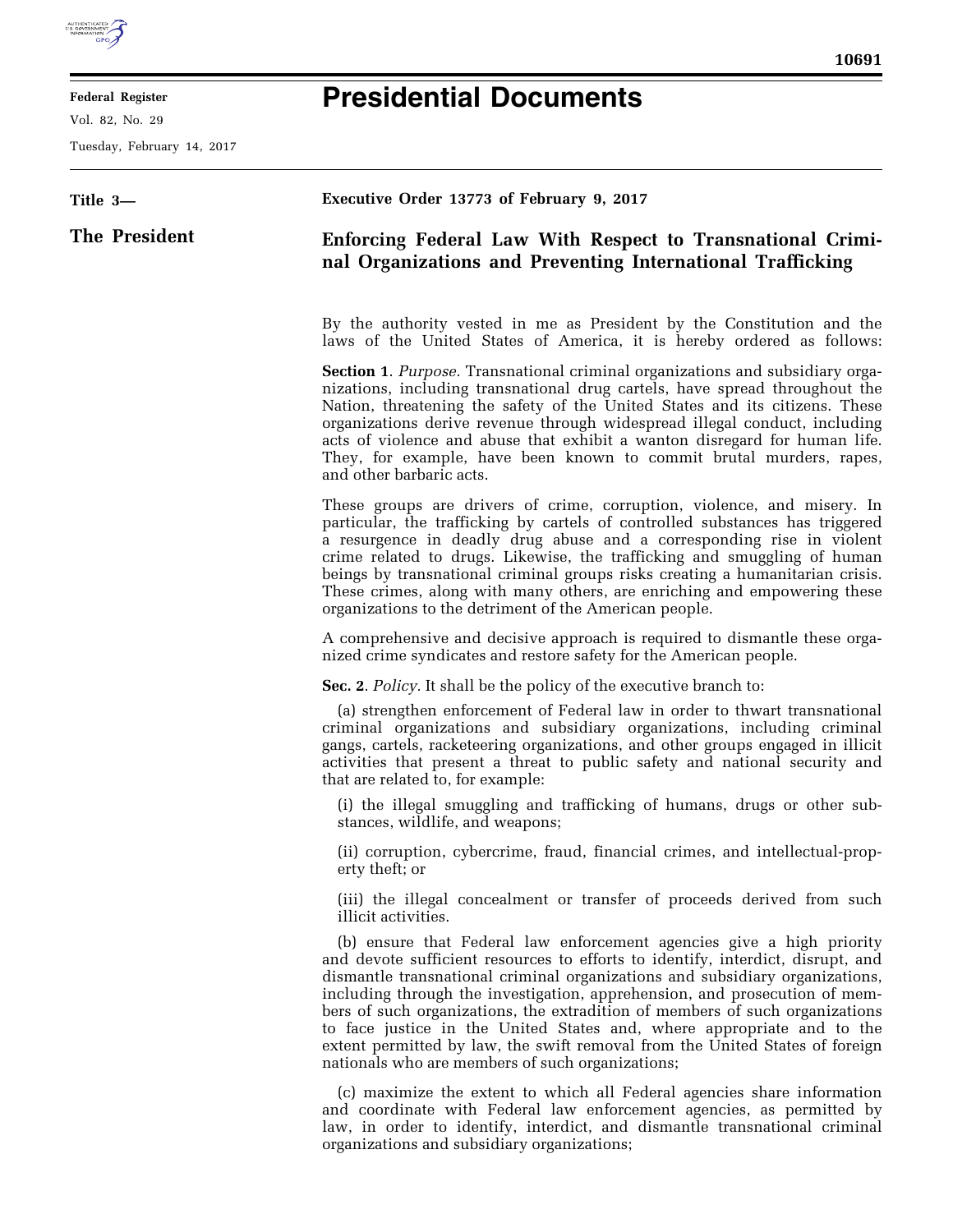**Federal Register**

Vol. 82, No. 29

Tuesday, February 14, 2017

# Presidential Documents

**Title 3—**

**The President**

**Executive Order 13773 of February 9, 2017**

## Enforcing Federal Law With Respect to Transnational Criminal Organizations and Preventing International Trafficking

By the authority vested in me as President by the Constitution and the laws of the United States of America, it is hereby ordered as follows:

**Section 1**. *Purpose.* Transnational criminal organizations and subsidiary organizations, including transnational drug cartels, have spread throughout the Nation, threatening the safety of the United States and its citizens. These organizations derive revenue through widespread illegal conduct, including acts of violence and abuse that exhibit a wanton disregard for human life. They, for example, have been known to commit brutal murders, rapes, and other barbaric acts.

These groups are drivers of crime, corruption, violence, and misery. In particular, the trafficking by cartels of controlled substances has triggered a resurgence in deadly drug abuse and a corresponding rise in violent crime related to drugs. Likewise, the trafficking and smuggling of human beings by transnational criminal groups risks creating a humanitarian crisis. These crimes, along with many others, are enriching and empowering these organizations to the detriment of the American people.

A comprehensive and decisive approach is required to dismantle these organized crime syndicates and restore safety for the American people.

**Sec. 2**. *Policy.* It shall be the policy of the executive branch to:

(a) strengthen enforcement of Federal law in order to thwart transnational criminal organizations and subsidiary organizations, including criminal gangs, cartels, racketeering organizations, and other groups engaged in illicit activities that present a threat to public safety and national security and that are related to, for example:

(i) the illegal smuggling and trafficking of humans, drugs or other substances, wildlife, and weapons;

(ii) corruption, cybercrime, fraud, financial crimes, and intellectual-property theft; or

(iii) the illegal concealment or transfer of proceeds derived from such illicit activities.

(b) ensure that Federal law enforcement agencies give a high priority and devote sufficient resources to efforts to identify, interdict, disrupt, and dismantle transnational criminal organizations and subsidiary organizations, including through the investigation, apprehension, and prosecution of members of such organizations, the extradition of members of such organizations to face justice in the United States and, where appropriate and to the extent permitted by law, the swift removal from the United States of foreign nationals who are members of such organizations;

(c) maximize the extent to which all Federal agencies share information and coordinate with Federal law enforcement agencies, as permitted by law, in order to identify, interdict, and dismantle transnational criminal organizations and subsidiary organizations;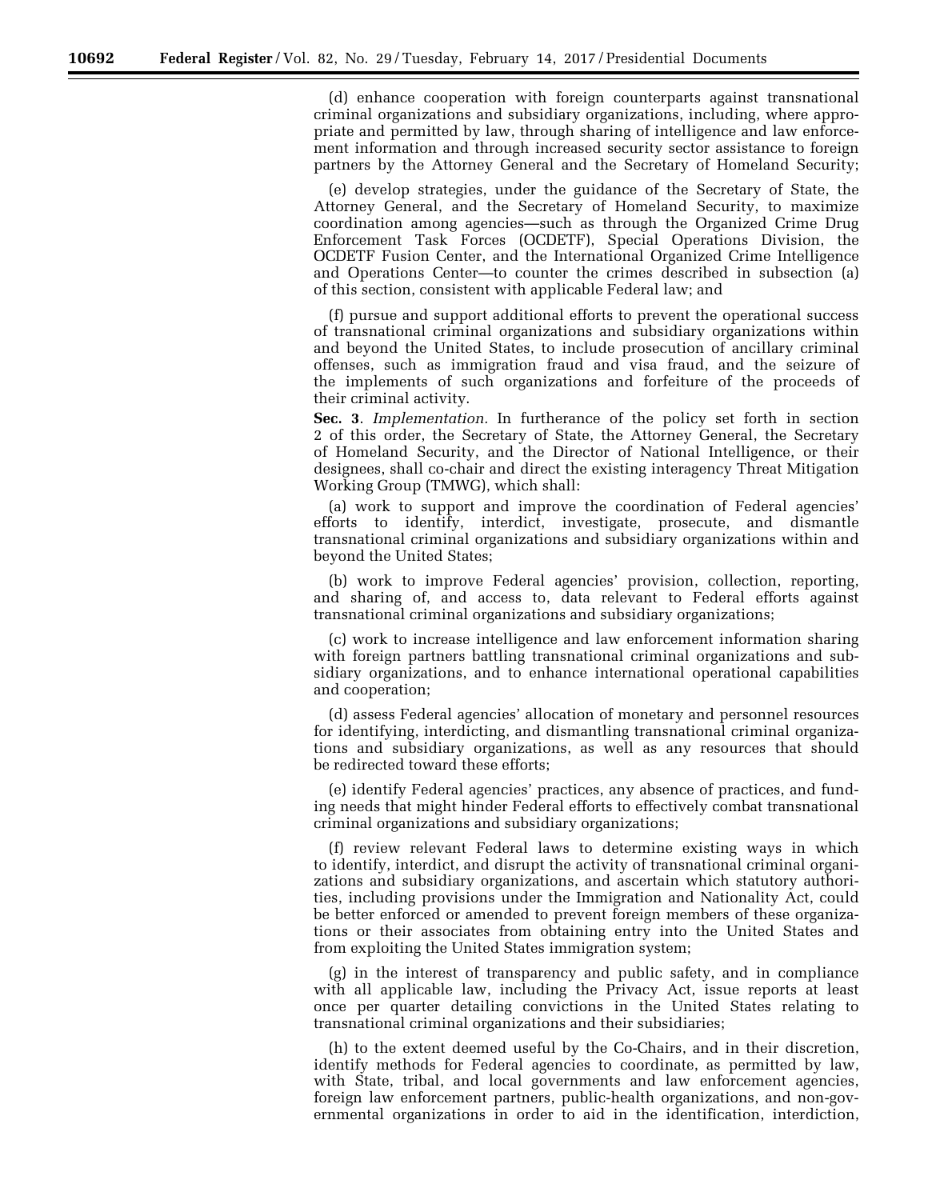(d) enhance cooperation with foreign counterparts against transnational criminal organizations and subsidiary organizations, including, where appropriate and permitted by law, through sharing of intelligence and law enforcement information and through increased security sector assistance to foreign partners by the Attorney General and the Secretary of Homeland Security;

(e) develop strategies, under the guidance of the Secretary of State, the Attorney General, and the Secretary of Homeland Security, to maximize coordination among agencies—such as through the Organized Crime Drug Enforcement Task Forces (OCDETF), Special Operations Division, the OCDETF Fusion Center, and the International Organized Crime Intelligence and Operations Center—to counter the crimes described in subsection (a) of this section, consistent with applicable Federal law; and

(f) pursue and support additional efforts to prevent the operational success of transnational criminal organizations and subsidiary organizations within and beyond the United States, to include prosecution of ancillary criminal offenses, such as immigration fraud and visa fraud, and the seizure of the implements of such organizations and forfeiture of the proceeds of their criminal activity.

**Sec. 3**. *Implementation.* In furtherance of the policy set forth in section 2 of this order, the Secretary of State, the Attorney General, the Secretary of Homeland Security, and the Director of National Intelligence, or their designees, shall co-chair and direct the existing interagency Threat Mitigation Working Group (TMWG), which shall:

(a) work to support and improve the coordination of Federal agencies' efforts to identify, interdict, investigate, prosecute, and dismantle transnational criminal organizations and subsidiary organizations within and beyond the United States;

(b) work to improve Federal agencies' provision, collection, reporting, and sharing of, and access to, data relevant to Federal efforts against transnational criminal organizations and subsidiary organizations;

(c) work to increase intelligence and law enforcement information sharing with foreign partners battling transnational criminal organizations and subsidiary organizations, and to enhance international operational capabilities and cooperation;

(d) assess Federal agencies' allocation of monetary and personnel resources for identifying, interdicting, and dismantling transnational criminal organizations and subsidiary organizations, as well as any resources that should be redirected toward these efforts;

(e) identify Federal agencies' practices, any absence of practices, and funding needs that might hinder Federal efforts to effectively combat transnational criminal organizations and subsidiary organizations;

(f) review relevant Federal laws to determine existing ways in which to identify, interdict, and disrupt the activity of transnational criminal organizations and subsidiary organizations, and ascertain which statutory authorities, including provisions under the Immigration and Nationality Act, could be better enforced or amended to prevent foreign members of these organizations or their associates from obtaining entry into the United States and from exploiting the United States immigration system;

(g) in the interest of transparency and public safety, and in compliance with all applicable law, including the Privacy Act, issue reports at least once per quarter detailing convictions in the United States relating to transnational criminal organizations and their subsidiaries;

(h) to the extent deemed useful by the Co-Chairs, and in their discretion, identify methods for Federal agencies to coordinate, as permitted by law, with State, tribal, and local governments and law enforcement agencies, foreign law enforcement partners, public-health organizations, and non-governmental organizations in order to aid in the identification, interdiction,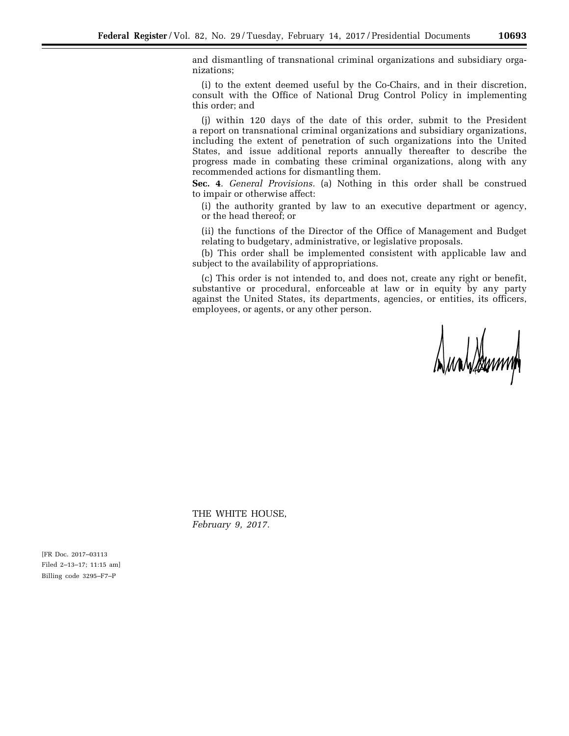and dismantling of transnational criminal organizations and subsidiary organizations;

(i) to the extent deemed useful by the Co-Chairs, and in their discretion, consult with the Office of National Drug Control Policy in implementing this order; and

(j) within 120 days of the date of this order, submit to the President a report on transnational criminal organizations and subsidiary organizations, including the extent of penetration of such organizations into the United States, and issue additional reports annually thereafter to describe the progress made in combating these criminal organizations, along with any recommended actions for dismantling them.

**Sec. 4**. *General Provisions.* (a) Nothing in this order shall be construed to impair or otherwise affect:

(i) the authority granted by law to an executive department or agency, or the head thereof; or

(ii) the functions of the Director of the Office of Management and Budget relating to budgetary, administrative, or legislative proposals.

(b) This order shall be implemented consistent with applicable law and subject to the availability of appropriations.

(c) This order is not intended to, and does not, create any right or benefit, substantive or procedural, enforceable at law or in equity by any party against the United States, its departments, agencies, or entities, its officers, employees, or agents, or any other person.

THE WHITE HOUSE,
*February 9, 2017.*

[FR Doc. 2017–03113
Filed 2–13–17; 11:15 am]
Billing code 3295–F7–P